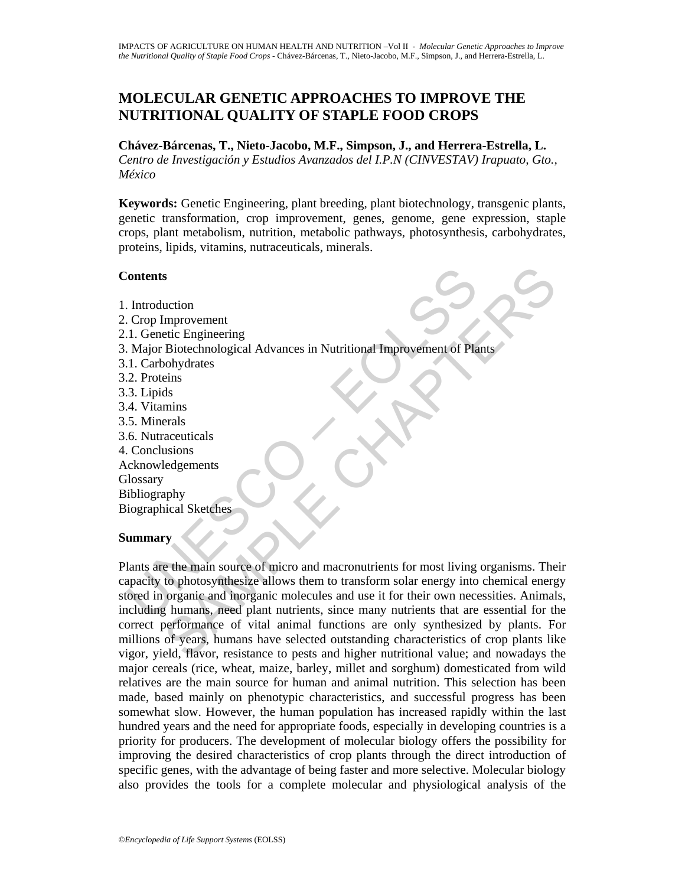# MOLECULAR GENETIC APPROACHES TO IMPROVE THE NUTRITIONAL QUALITY OF STAPLE FOOD CROPS

**Chávez-Bárcenas, T., Nieto-Jacobo, M.F., Simpson, J., and Herrera-Estrella, L.**
*Centro de Investigación y Estudios Avanzados del I.P.N (CINVESTAV) Irapuato, Gto., México*

**Keywords:** Genetic Engineering, plant breeding, plant biotechnology, transgenic plants, genetic transformation, crop improvement, genes, genome, gene expression, staple crops, plant metabolism, nutrition, metabolic pathways, photosynthesis, carbohydrates, proteins, lipids, vitamins, nutraceuticals, minerals.

## Contents

1. Introduction
2. Crop Improvement
2.1. Genetic Engineering
3. Major Biotechnological Advances in Nutritional Improvement of Plants
3.1. Carbohydrates
3.2. Proteins
3.3. Lipids
3.4. Vitamins
3.5. Minerals
3.6. Nutraceuticals
4. Conclusions
Acknowledgements
Glossary
Bibliography
Biographical Sketches

## Summary

Plants are the main source of micro and macronutrients for most living organisms. Their capacity to photosynthesize allows them to transform solar energy into chemical energy stored in organic and inorganic molecules and use it for their own necessities. Animals, including humans, need plant nutrients, since many nutrients that are essential for the correct performance of vital animal functions are only synthesized by plants. For millions of years, humans have selected outstanding characteristics of crop plants like vigor, yield, flavor, resistance to pests and higher nutritional value; and nowadays the major cereals (rice, wheat, maize, barley, millet and sorghum) domesticated from wild relatives are the main source for human and animal nutrition. This selection has been made, based mainly on phenotypic characteristics, and successful progress has been somewhat slow. However, the human population has increased rapidly within the last hundred years and the need for appropriate foods, especially in developing countries is a priority for producers. The development of molecular biology offers the possibility for improving the desired characteristics of crop plants through the direct introduction of specific genes, with the advantage of being faster and more selective. Molecular biology also provides the tools for a complete molecular and physiological analysis of the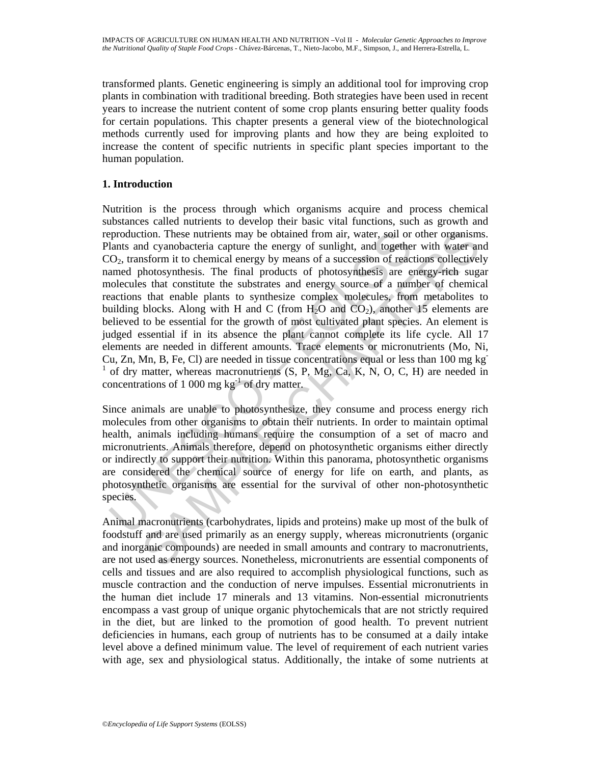transformed plants. Genetic engineering is simply an additional tool for improving crop plants in combination with traditional breeding. Both strategies have been used in recent years to increase the nutrient content of some crop plants ensuring better quality foods for certain populations. This chapter presents a general view of the biotechnological methods currently used for improving plants and how they are being exploited to increase the content of specific nutrients in specific plant species important to the human population.

## 1. Introduction

Nutrition is the process through which organisms acquire and process chemical substances called nutrients to develop their basic vital functions, such as growth and reproduction. These nutrients may be obtained from air, water, soil or other organisms. Plants and cyanobacteria capture the energy of sunlight, and together with water and $CO_2$, transform it to chemical energy by means of a succession of reactions collectively named photosynthesis. The final products of photosynthesis are energy-rich sugar molecules that constitute the substrates and energy source of a number of chemical reactions that enable plants to synthesize complex molecules, from metabolites to building blocks. Along with H and C (from $H_2O$ and $CO_2$), another 15 elements are believed to be essential for the growth of most cultivated plant species. An element is judged essential if in its absence the plant cannot complete its life cycle. All 17 elements are needed in different amounts. Trace elements or micronutrients (Mo, Ni, Cu, Zn, Mn, B, Fe, Cl) are needed in tissue concentrations equal or less than 100 mg $kg^{-1}$ of dry matter, whereas macronutrients (S, P, Mg, Ca, K, N, O, C, H) are needed in concentrations of 1 000 mg $kg^{-1}$ of dry matter.

Since animals are unable to photosynthesize, they consume and process energy rich molecules from other organisms to obtain their nutrients. In order to maintain optimal health, animals including humans require the consumption of a set of macro and micronutrients. Animals therefore, depend on photosynthetic organisms either directly or indirectly to support their nutrition. Within this panorama, photosynthetic organisms are considered the chemical source of energy for life on earth, and plants, as photosynthetic organisms are essential for the survival of other non-photosynthetic species.

Animal macronutrients (carbohydrates, lipids and proteins) make up most of the bulk of foodstuff and are used primarily as an energy supply, whereas micronutrients (organic and inorganic compounds) are needed in small amounts and contrary to macronutrients, are not used as energy sources. Nonetheless, micronutrients are essential components of cells and tissues and are also required to accomplish physiological functions, such as muscle contraction and the conduction of nerve impulses. Essential micronutrients in the human diet include 17 minerals and 13 vitamins. Non-essential micronutrients encompass a vast group of unique organic phytochemicals that are not strictly required in the diet, but are linked to the promotion of good health. To prevent nutrient deficiencies in humans, each group of nutrients has to be consumed at a daily intake level above a defined minimum value. The level of requirement of each nutrient varies with age, sex and physiological status. Additionally, the intake of some nutrients at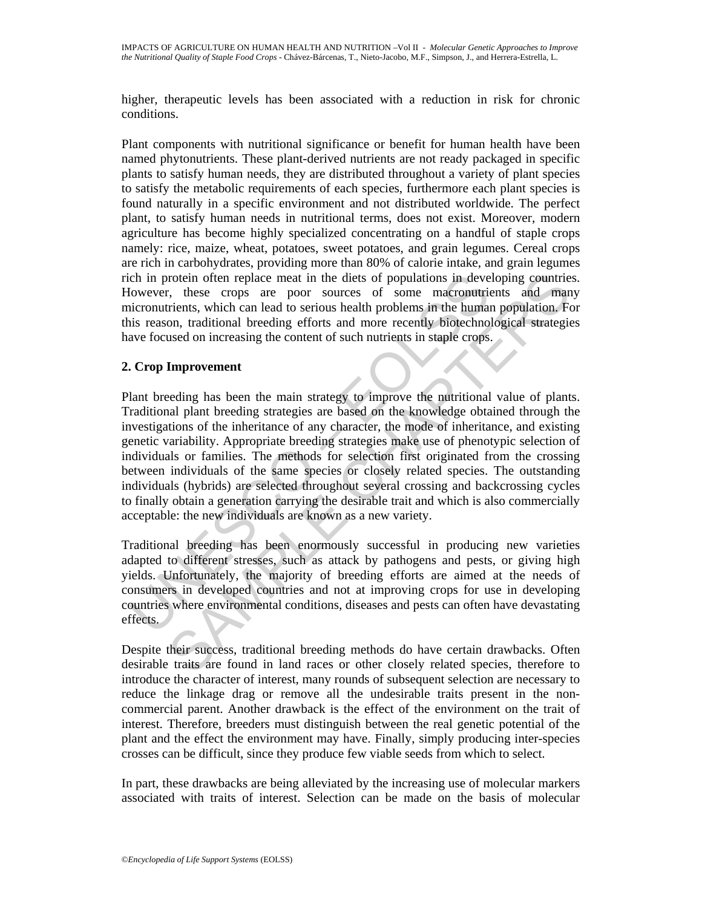higher, therapeutic levels has been associated with a reduction in risk for chronic conditions.

Plant components with nutritional significance or benefit for human health have been named phytonutrients. These plant-derived nutrients are not ready packaged in specific plants to satisfy human needs, they are distributed throughout a variety of plant species to satisfy the metabolic requirements of each species, furthermore each plant species is found naturally in a specific environment and not distributed worldwide. The perfect plant, to satisfy human needs in nutritional terms, does not exist. Moreover, modern agriculture has become highly specialized concentrating on a handful of staple crops namely: rice, maize, wheat, potatoes, sweet potatoes, and grain legumes. Cereal crops are rich in carbohydrates, providing more than 80% of calorie intake, and grain legumes rich in protein often replace meat in the diets of populations in developing countries. However, these crops are poor sources of some macronutrients and many micronutrients, which can lead to serious health problems in the human population. For this reason, traditional breeding efforts and more recently biotechnological strategies have focused on increasing the content of such nutrients in staple crops.

## 2. Crop Improvement

Plant breeding has been the main strategy to improve the nutritional value of plants. Traditional plant breeding strategies are based on the knowledge obtained through the investigations of the inheritance of any character, the mode of inheritance, and existing genetic variability. Appropriate breeding strategies make use of phenotypic selection of individuals or families. The methods for selection first originated from the crossing between individuals of the same species or closely related species. The outstanding individuals (hybrids) are selected throughout several crossing and backcrossing cycles to finally obtain a generation carrying the desirable trait and which is also commercially acceptable: the new individuals are known as a new variety.

Traditional breeding has been enormously successful in producing new varieties adapted to different stresses, such as attack by pathogens and pests, or giving high yields. Unfortunately, the majority of breeding efforts are aimed at the needs of consumers in developed countries and not at improving crops for use in developing countries where environmental conditions, diseases and pests can often have devastating effects.

Despite their success, traditional breeding methods do have certain drawbacks. Often desirable traits are found in land races or other closely related species, therefore to introduce the character of interest, many rounds of subsequent selection are necessary to reduce the linkage drag or remove all the undesirable traits present in the non-commercial parent. Another drawback is the effect of the environment on the trait of interest. Therefore, breeders must distinguish between the real genetic potential of the plant and the effect the environment may have. Finally, simply producing inter-species crosses can be difficult, since they produce few viable seeds from which to select.

In part, these drawbacks are being alleviated by the increasing use of molecular markers associated with traits of interest. Selection can be made on the basis of molecular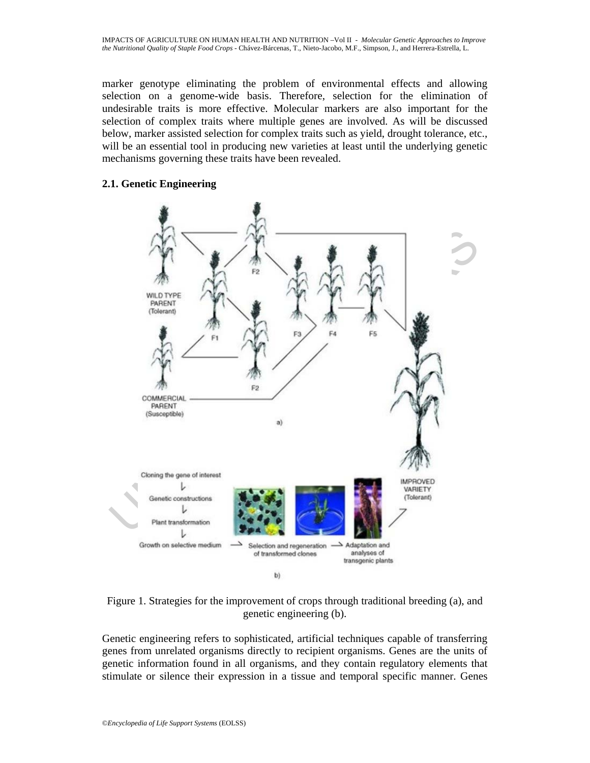marker genotype eliminating the problem of environmental effects and allowing selection on a genome-wide basis. Therefore, selection for the elimination of undesirable traits is more effective. Molecular markers are also important for the selection of complex traits where multiple genes are involved. As will be discussed below, marker assisted selection for complex traits such as yield, drought tolerance, etc., will be an essential tool in producing new varieties at least until the underlying genetic mechanisms governing these traits have been revealed.

### 2.1. Genetic Engineering

Figure 1. Strategies for the improvement of crops through traditional breeding (a), and genetic engineering (b).

Genetic engineering refers to sophisticated, artificial techniques capable of transferring genes from unrelated organisms directly to recipient organisms. Genes are the units of genetic information found in all organisms, and they contain regulatory elements that stimulate or silence their expression in a tissue and temporal specific manner. Genes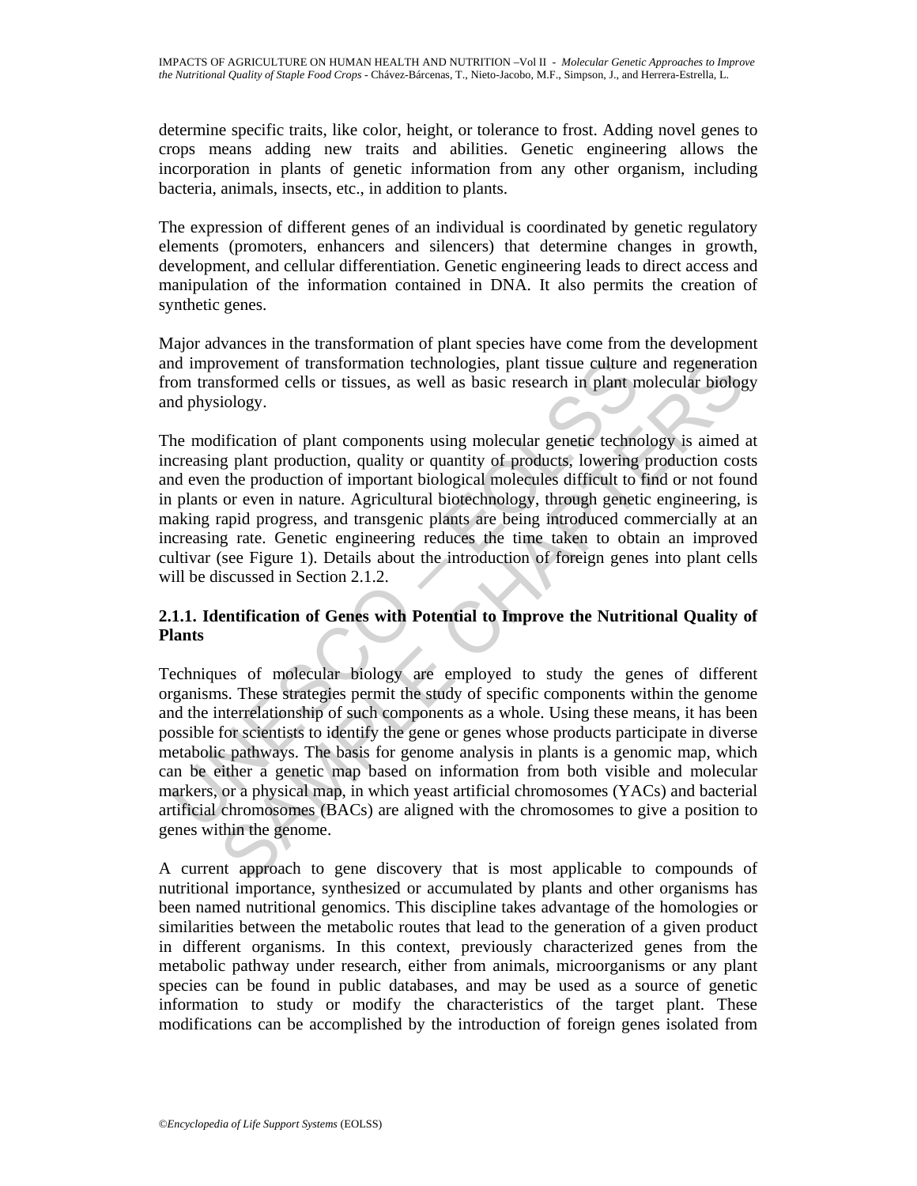determine specific traits, like color, height, or tolerance to frost. Adding novel genes to crops means adding new traits and abilities. Genetic engineering allows the incorporation in plants of genetic information from any other organism, including bacteria, animals, insects, etc., in addition to plants.

The expression of different genes of an individual is coordinated by genetic regulatory elements (promoters, enhancers and silencers) that determine changes in growth, development, and cellular differentiation. Genetic engineering leads to direct access and manipulation of the information contained in DNA. It also permits the creation of synthetic genes.

Major advances in the transformation of plant species have come from the development and improvement of transformation technologies, plant tissue culture and regeneration from transformed cells or tissues, as well as basic research in plant molecular biology and physiology.

The modification of plant components using molecular genetic technology is aimed at increasing plant production, quality or quantity of products, lowering production costs and even the production of important biological molecules difficult to find or not found in plants or even in nature. Agricultural biotechnology, through genetic engineering, is making rapid progress, and transgenic plants are being introduced commercially at an increasing rate. Genetic engineering reduces the time taken to obtain an improved cultivar (see Figure 1). Details about the introduction of foreign genes into plant cells will be discussed in Section 2.1.2.

### 2.1.1. Identification of Genes with Potential to Improve the Nutritional Quality of Plants

Techniques of molecular biology are employed to study the genes of different organisms. These strategies permit the study of specific components within the genome and the interrelationship of such components as a whole. Using these means, it has been possible for scientists to identify the gene or genes whose products participate in diverse metabolic pathways. The basis for genome analysis in plants is a genomic map, which can be either a genetic map based on information from both visible and molecular markers, or a physical map, in which yeast artificial chromosomes (YACs) and bacterial artificial chromosomes (BACs) are aligned with the chromosomes to give a position to genes within the genome.

A current approach to gene discovery that is most applicable to compounds of nutritional importance, synthesized or accumulated by plants and other organisms has been named nutritional genomics. This discipline takes advantage of the homologies or similarities between the metabolic routes that lead to the generation of a given product in different organisms. In this context, previously characterized genes from the metabolic pathway under research, either from animals, microorganisms or any plant species can be found in public databases, and may be used as a source of genetic information to study or modify the characteristics of the target plant. These modifications can be accomplished by the introduction of foreign genes isolated from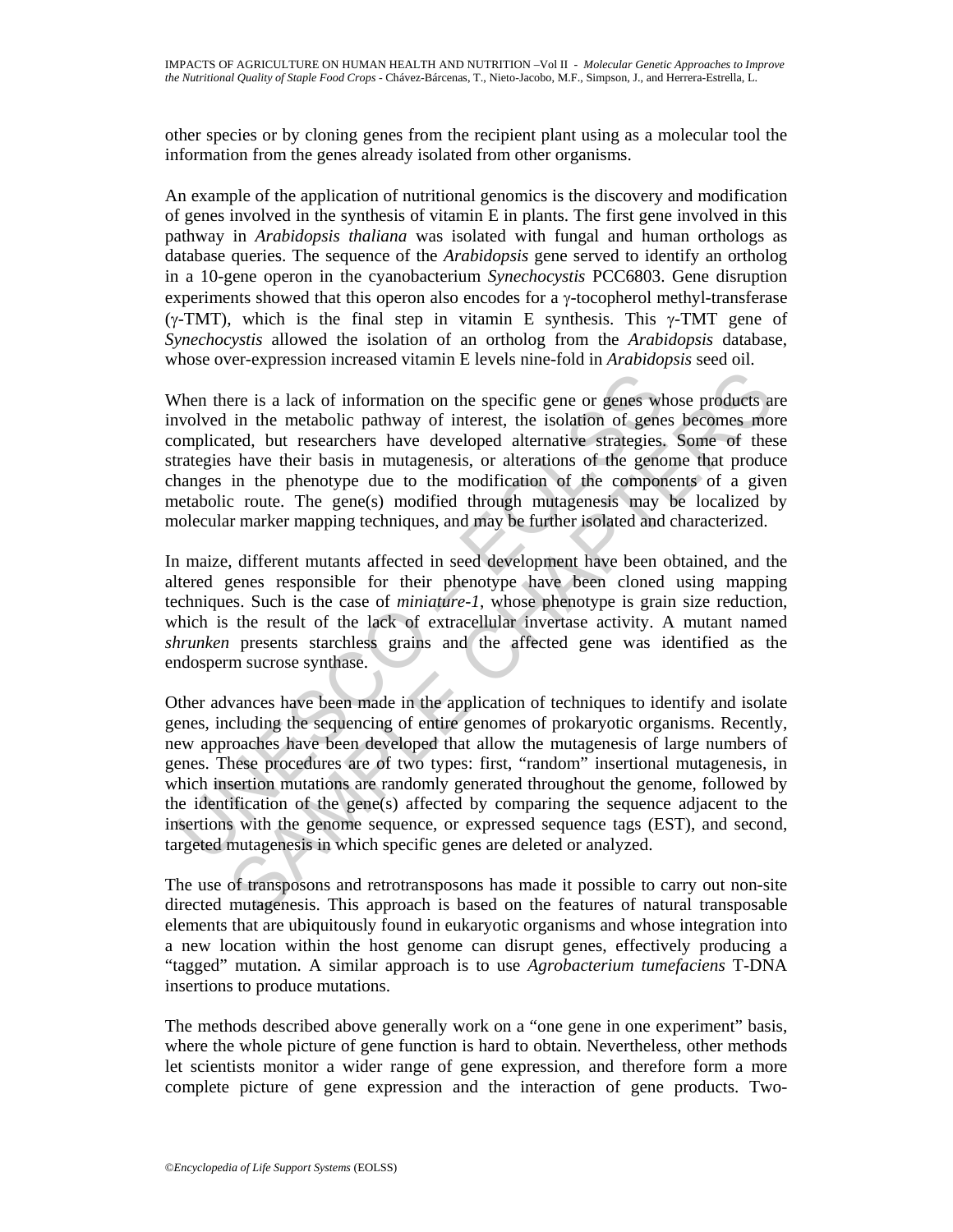other species or by cloning genes from the recipient plant using as a molecular tool the information from the genes already isolated from other organisms.

An example of the application of nutritional genomics is the discovery and modification of genes involved in the synthesis of vitamin E in plants. The first gene involved in this pathway in *Arabidopsis thaliana* was isolated with fungal and human orthologs as database queries. The sequence of the *Arabidopsis* gene served to identify an ortholog in a 10-gene operon in the cyanobacterium *Synechocystis* PCC6803. Gene disruption experiments showed that this operon also encodes for a γ-tocopherol methyl-transferase (γ-TMT), which is the final step in vitamin E synthesis. This γ-TMT gene of *Synechocystis* allowed the isolation of an ortholog from the *Arabidopsis* database, whose over-expression increased vitamin E levels nine-fold in *Arabidopsis* seed oil.

When there is a lack of information on the specific gene or genes whose products are involved in the metabolic pathway of interest, the isolation of genes becomes more complicated, but researchers have developed alternative strategies. Some of these strategies have their basis in mutagenesis, or alterations of the genome that produce changes in the phenotype due to the modification of the components of a given metabolic route. The gene(s) modified through mutagenesis may be localized by molecular marker mapping techniques, and may be further isolated and characterized.

In maize, different mutants affected in seed development have been obtained, and the altered genes responsible for their phenotype have been cloned using mapping techniques. Such is the case of *miniature-1*, whose phenotype is grain size reduction, which is the result of the lack of extracellular invertase activity. A mutant named *shrunken* presents starchless grains and the affected gene was identified as the endosperm sucrose synthase.

Other advances have been made in the application of techniques to identify and isolate genes, including the sequencing of entire genomes of prokaryotic organisms. Recently, new approaches have been developed that allow the mutagenesis of large numbers of genes. These procedures are of two types: first, "random" insertional mutagenesis, in which insertion mutations are randomly generated throughout the genome, followed by the identification of the gene(s) affected by comparing the sequence adjacent to the insertions with the genome sequence, or expressed sequence tags (EST), and second, targeted mutagenesis in which specific genes are deleted or analyzed.

The use of transposons and retrotransposons has made it possible to carry out non-site directed mutagenesis. This approach is based on the features of natural transposable elements that are ubiquitously found in eukaryotic organisms and whose integration into a new location within the host genome can disrupt genes, effectively producing a "tagged" mutation. A similar approach is to use *Agrobacterium tumefaciens* T-DNA insertions to produce mutations.

The methods described above generally work on a "one gene in one experiment" basis, where the whole picture of gene function is hard to obtain. Nevertheless, other methods let scientists monitor a wider range of gene expression, and therefore form a more complete picture of gene expression and the interaction of gene products. Two-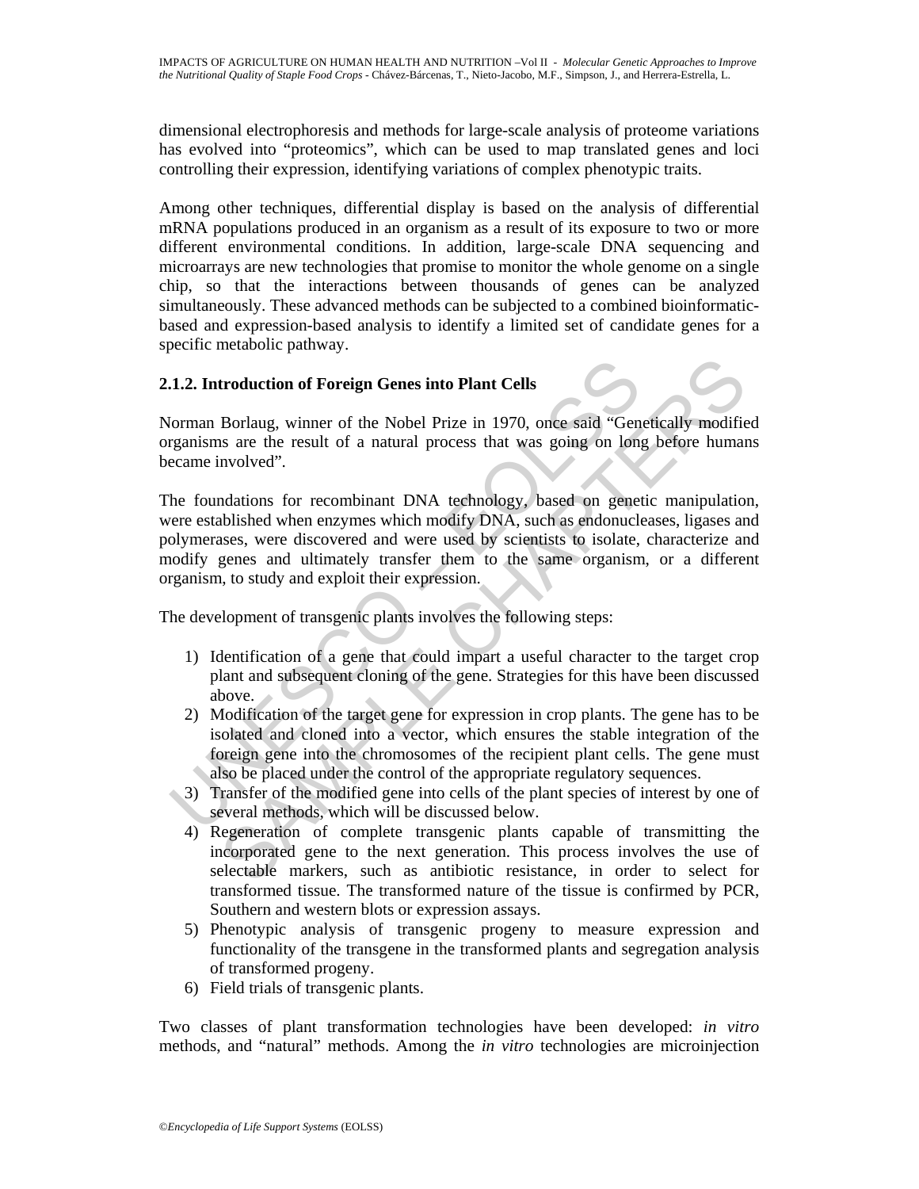dimensional electrophoresis and methods for large-scale analysis of proteome variations has evolved into "proteomics", which can be used to map translated genes and loci controlling their expression, identifying variations of complex phenotypic traits.

Among other techniques, differential display is based on the analysis of differential mRNA populations produced in an organism as a result of its exposure to two or more different environmental conditions. In addition, large-scale DNA sequencing and microarrays are new technologies that promise to monitor the whole genome on a single chip, so that the interactions between thousands of genes can be analyzed simultaneously. These advanced methods can be subjected to a combined bioinformatic-based and expression-based analysis to identify a limited set of candidate genes for a specific metabolic pathway.

### 2.1.2. Introduction of Foreign Genes into Plant Cells

Norman Borlaug, winner of the Nobel Prize in 1970, once said "Genetically modified organisms are the result of a natural process that was going on long before humans became involved".

The foundations for recombinant DNA technology, based on genetic manipulation, were established when enzymes which modify DNA, such as endonucleases, ligases and polymerases, were discovered and were used by scientists to isolate, characterize and modify genes and ultimately transfer them to the same organism, or a different organism, to study and exploit their expression.

The development of transgenic plants involves the following steps:

1) Identification of a gene that could impart a useful character to the target crop plant and subsequent cloning of the gene. Strategies for this have been discussed above.
2) Modification of the target gene for expression in crop plants. The gene has to be isolated and cloned into a vector, which ensures the stable integration of the foreign gene into the chromosomes of the recipient plant cells. The gene must also be placed under the control of the appropriate regulatory sequences.
3) Transfer of the modified gene into cells of the plant species of interest by one of several methods, which will be discussed below.
4) Regeneration of complete transgenic plants capable of transmitting the incorporated gene to the next generation. This process involves the use of selectable markers, such as antibiotic resistance, in order to select for transformed tissue. The transformed nature of the tissue is confirmed by PCR, Southern and western blots or expression assays.
5) Phenotypic analysis of transgenic progeny to measure expression and functionality of the transgene in the transformed plants and segregation analysis of transformed progeny.
6) Field trials of transgenic plants.

Two classes of plant transformation technologies have been developed: *in vitro* methods, and "natural" methods. Among the *in vitro* technologies are microinjection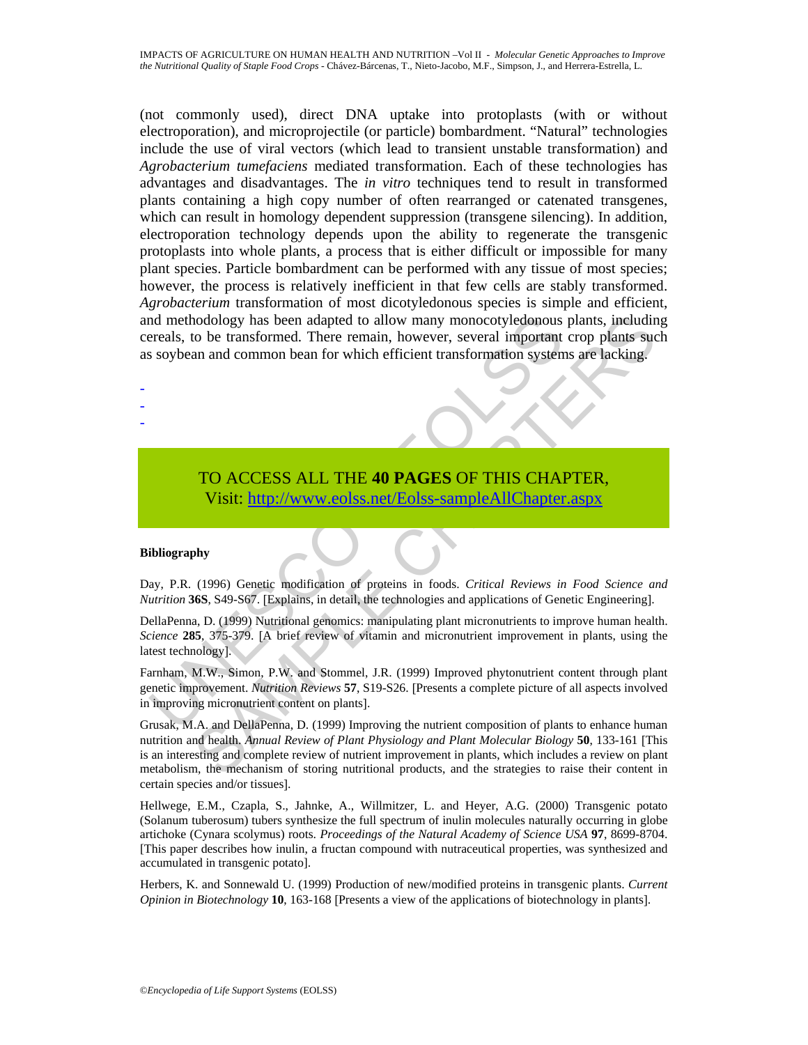(not commonly used), direct DNA uptake into protoplasts (with or without electroporation), and microprojectile (or particle) bombardment. "Natural" technologies include the use of viral vectors (which lead to transient unstable transformation) and *Agrobacterium tumefaciens* mediated transformation. Each of these technologies has advantages and disadvantages. The *in vitro* techniques tend to result in transformed plants containing a high copy number of often rearranged or catenated transgenes, which can result in homology dependent suppression (transgene silencing). In addition, electroporation technology depends upon the ability to regenerate the transgenic protoplasts into whole plants, a process that is either difficult or impossible for many plant species. Particle bombardment can be performed with any tissue of most species; however, the process is relatively inefficient in that few cells are stably transformed. *Agrobacterium* transformation of most dicotyledonous species is simple and efficient, and methodology has been adapted to allow many monocotyledonous plants, including cereals, to be transformed. There remain, however, several important crop plants such as soybean and common bean for which efficient transformation systems are lacking.

-
-
-

TO ACCESS ALL THE **40 PAGES** OF THIS CHAPTER,
Visit: http://www.eolss.net/Eolss-sampleAllChapter.aspx

**Bibliography**

Day, P.R. (1996) Genetic modification of proteins in foods. *Critical Reviews in Food Science and Nutrition* **36S**, S49-S67. [Explains, in detail, the technologies and applications of Genetic Engineering].

DellaPenna, D. (1999) Nutritional genomics: manipulating plant micronutrients to improve human health. *Science* **285**, 375-379. [A brief review of vitamin and micronutrient improvement in plants, using the latest technology].

Farnham, M.W., Simon, P.W. and Stommel, J.R. (1999) Improved phytonutrient content through plant genetic improvement. *Nutrition Reviews* **57**, S19-S26. [Presents a complete picture of all aspects involved in improving micronutrient content on plants].

Grusak, M.A. and DellaPenna, D. (1999) Improving the nutrient composition of plants to enhance human nutrition and health. *Annual Review of Plant Physiology and Plant Molecular Biology* **50**, 133-161 [This is an interesting and complete review of nutrient improvement in plants, which includes a review on plant metabolism, the mechanism of storing nutritional products, and the strategies to raise their content in certain species and/or tissues].

Hellwege, E.M., Czapla, S., Jahnke, A., Willmitzer, L. and Heyer, A.G. (2000) Transgenic potato (Solanum tuberosum) tubers synthesize the full spectrum of inulin molecules naturally occurring in globe artichoke (Cynara scolymus) roots. *Proceedings of the Natural Academy of Science USA* **97**, 8699-8704. [This paper describes how inulin, a fructan compound with nutraceutical properties, was synthesized and accumulated in transgenic potato].

Herbers, K. and Sonnewald U. (1999) Production of new/modified proteins in transgenic plants. *Current Opinion in Biotechnology* **10**, 163-168 [Presents a view of the applications of biotechnology in plants].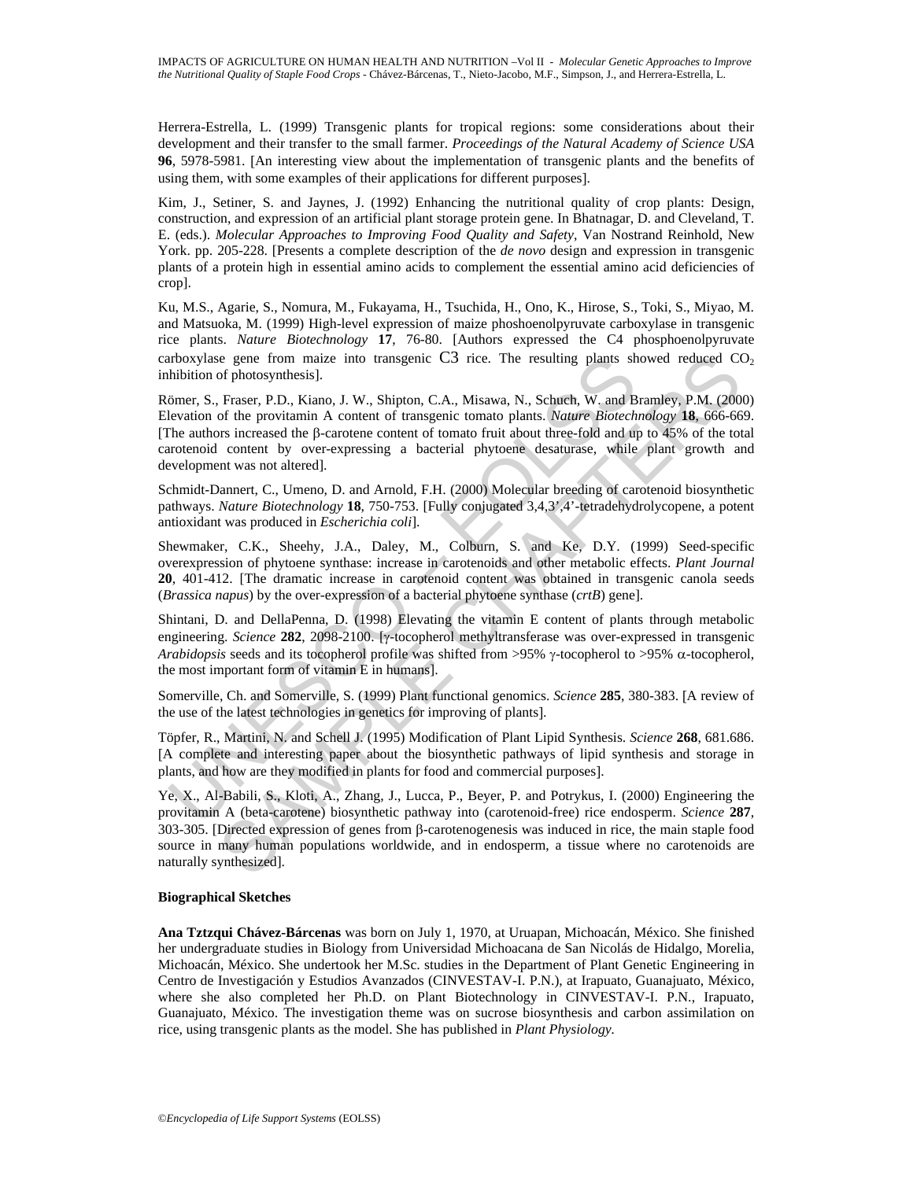Herrera-Estrella, L. (1999) Transgenic plants for tropical regions: some considerations about their development and their transfer to the small farmer. *Proceedings of the Natural Academy of Science USA* **96**, 5978-5981. [An interesting view about the implementation of transgenic plants and the benefits of using them, with some examples of their applications for different purposes].

Kim, J., Setiner, S. and Jaynes, J. (1992) Enhancing the nutritional quality of crop plants: Design, construction, and expression of an artificial plant storage protein gene. In Bhatnagar, D. and Cleveland, T. E. (eds.). *Molecular Approaches to Improving Food Quality and Safety*, Van Nostrand Reinhold, New York. pp. 205-228. [Presents a complete description of the *de novo* design and expression in transgenic plants of a protein high in essential amino acids to complement the essential amino acid deficiencies of crop].

Ku, M.S., Agarie, S., Nomura, M., Fukayama, H., Tsuchida, H., Ono, K., Hirose, S., Toki, S., Miyao, M. and Matsuoka, M. (1999) High-level expression of maize phoshoenolpyruvate carboxylase in transgenic rice plants. *Nature Biotechnology* **17**, 76-80. [Authors expressed the C4 phosphoenolpyruvate carboxylase gene from maize into transgenic C3 rice. The resulting plants showed reduced $CO_2$ inhibition of photosynthesis].

Römer, S., Fraser, P.D., Kiano, J. W., Shipton, C.A., Misawa, N., Schuch, W. and Bramley, P.M. (2000) Elevation of the provitamin A content of transgenic tomato plants. *Nature Biotechnology* **18**, 666-669. [The authors increased the β-carotene content of tomato fruit about three-fold and up to 45% of the total carotenoid content by over-expressing a bacterial phytoene desaturase, while plant growth and development was not altered].

Schmidt-Dannert, C., Umeno, D. and Arnold, F.H. (2000) Molecular breeding of carotenoid biosynthetic pathways. *Nature Biotechnology* **18**, 750-753. [Fully conjugated 3,4,3',4'-tetradehydrolycopene, a potent antioxidant was produced in *Escherichia coli*].

Shewmaker, C.K., Sheehy, J.A., Daley, M., Colburn, S. and Ke, D.Y. (1999) Seed-specific overexpression of phytoene synthase: increase in carotenoids and other metabolic effects. *Plant Journal* **20**, 401-412. [The dramatic increase in carotenoid content was obtained in transgenic canola seeds (*Brassica napus*) by the over-expression of a bacterial phytoene synthase (*crtB*) gene].

Shintani, D. and DellaPenna, D. (1998) Elevating the vitamin E content of plants through metabolic engineering. *Science* **282**, 2098-2100. [γ-tocopherol methyltransferase was over-expressed in transgenic *Arabidopsis* seeds and its tocopherol profile was shifted from >95% γ-tocopherol to >95% α-tocopherol, the most important form of vitamin E in humans].

Somerville, Ch. and Somerville, S. (1999) Plant functional genomics. *Science* **285**, 380-383. [A review of the use of the latest technologies in genetics for improving of plants].

Töpfer, R., Martini, N. and Schell J. (1995) Modification of Plant Lipid Synthesis. *Science* **268**, 681.686. [A complete and interesting paper about the biosynthetic pathways of lipid synthesis and storage in plants, and how are they modified in plants for food and commercial purposes].

Ye, X., Al-Babili, S., Kloti, A., Zhang, J., Lucca, P., Beyer, P. and Potrykus, I. (2000) Engineering the provitamin A (beta-carotene) biosynthetic pathway into (carotenoid-free) rice endosperm. *Science* **287**, 303-305. [Directed expression of genes from β-carotenogenesis was induced in rice, the main staple food source in many human populations worldwide, and in endosperm, a tissue where no carotenoids are naturally synthesized].

### Biographical Sketches

**Ana Tztzqui Chávez-Bárcenas** was born on July 1, 1970, at Uruapan, Michoacán, México. She finished her undergraduate studies in Biology from Universidad Michoacana de San Nicolás de Hidalgo, Morelia, Michoacán, México. She undertook her M.Sc. studies in the Department of Plant Genetic Engineering in Centro de Investigación y Estudios Avanzados (CINVESTAV-I. P.N.), at Irapuato, Guanajuato, México, where she also completed her Ph.D. on Plant Biotechnology in CINVESTAV-I. P.N., Irapuato, Guanajuato, México. The investigation theme was on sucrose biosynthesis and carbon assimilation on rice, using transgenic plants as the model. She has published in *Plant Physiology.*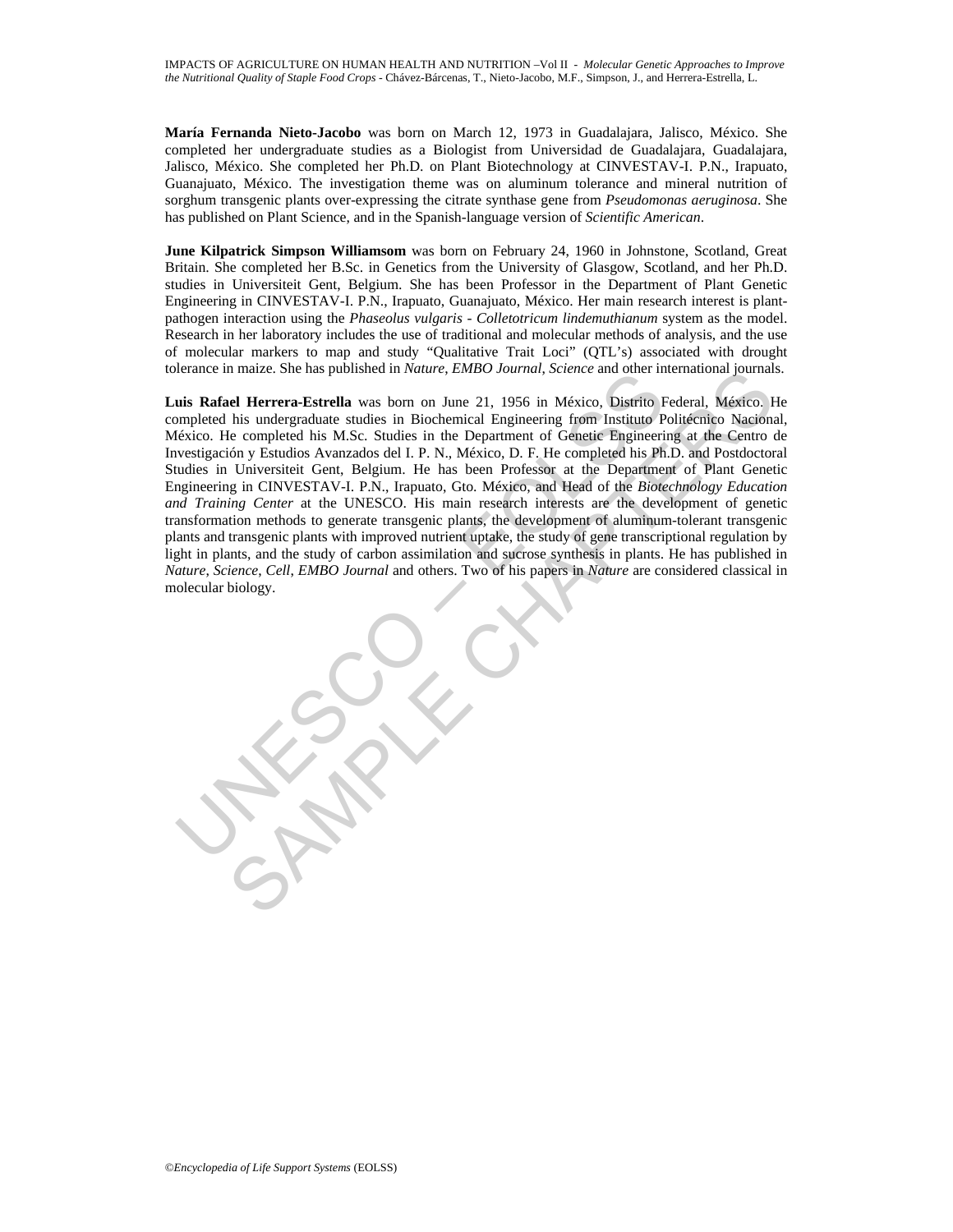**María Fernanda Nieto-Jacobo** was born on March 12, 1973 in Guadalajara, Jalisco, México. She completed her undergraduate studies as a Biologist from Universidad de Guadalajara, Guadalajara, Jalisco, México. She completed her Ph.D. on Plant Biotechnology at CINVESTAV-I. P.N., Irapuato, Guanajuato, México. The investigation theme was on aluminum tolerance and mineral nutrition of sorghum transgenic plants over-expressing the citrate synthase gene from *Pseudomonas aeruginosa*. She has published on Plant Science, and in the Spanish-language version of *Scientific American*.

**June Kilpatrick Simpson Williamsom** was born on February 24, 1960 in Johnstone, Scotland, Great Britain. She completed her B.Sc. in Genetics from the University of Glasgow, Scotland, and her Ph.D. studies in Universiteit Gent, Belgium. She has been Professor in the Department of Plant Genetic Engineering in CINVESTAV-I. P.N., Irapuato, Guanajuato, México. Her main research interest is plant-pathogen interaction using the *Phaseolus vulgaris - Colletotricum lindemuthianum* system as the model. Research in her laboratory includes the use of traditional and molecular methods of analysis, and the use of molecular markers to map and study "Qualitative Trait Loci" (QTL's) associated with drought tolerance in maize. She has published in *Nature*, *EMBO Journal*, *Science* and other international journals.

**Luis Rafael Herrera-Estrella** was born on June 21, 1956 in México, Distrito Federal, México. He completed his undergraduate studies in Biochemical Engineering from Instituto Politécnico Nacional, México. He completed his M.Sc. Studies in the Department of Genetic Engineering at the Centro de Investigación y Estudios Avanzados del I. P. N., México, D. F. He completed his Ph.D. and Postdoctoral Studies in Universiteit Gent, Belgium. He has been Professor at the Department of Plant Genetic Engineering in CINVESTAV-I. P.N., Irapuato, Gto. México, and Head of the *Biotechnology Education and Training Center* at the UNESCO. His main research interests are the development of genetic transformation methods to generate transgenic plants, the development of aluminum-tolerant transgenic plants and transgenic plants with improved nutrient uptake, the study of gene transcriptional regulation by light in plants, and the study of carbon assimilation and sucrose synthesis in plants. He has published in *Nature*, *Science*, *Cell*, *EMBO Journal* and others. Two of his papers in *Nature* are considered classical in molecular biology.